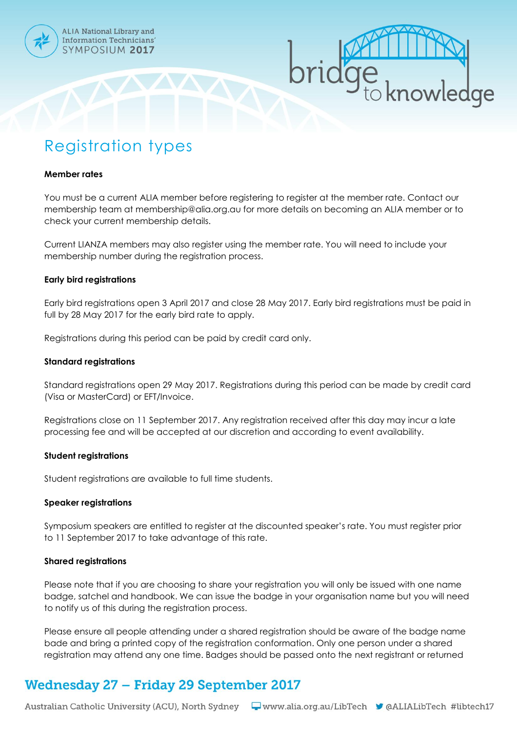ALIA National Library and Information Technicians' SYMPOSIUM 2017

bridge to knowledge

# Registration types

**Member rates**

You must be a current ALIA member before registering to register at the member rate. Contact our membership team at membership@alia.org.au for more details on becoming an ALIA member or to check your current membership details.

Current LIANZA members may also register using the member rate. You will need to include your membership number during the registration process.

**Early bird registrations**

Early bird registrations open 3 April 2017 and close 28 May 2017. Early bird registrations must be paid in full by 28 May 2017 for the early bird rate to apply.

Registrations during this period can be paid by credit card only.

**Standard registrations**

Standard registrations open 29 May 2017. Registrations during this period can be made by credit card (Visa or MasterCard) or EFT/Invoice.

Registrations close on 11 September 2017. Any registration received after this day may incur a late processing fee and will be accepted at our discretion and according to event availability.

**Student registrations**

Student registrations are available to full time students.

**Speaker registrations**

Symposium speakers are entitled to register at the discounted speaker's rate. You must register prior to 11 September 2017 to take advantage of this rate.

**Shared registrations**

Please note that if you are choosing to share your registration you will only be issued with one name badge, satchel and handbook. We can issue the badge in your organisation name but you will need to notify us of this during the registration process.

Please ensure all people attending under a shared registration should be aware of the badge name bade and bring a printed copy of the registration conformation. Only one person under a shared registration may attend any one time. Badges should be passed onto the next registrant or returned

**Wednesday 27 – Friday 29 September 2017**

Australian Catholic University (ACU), North Sydney www.alia.org.au/LibTech @ALIALibTech #libtech17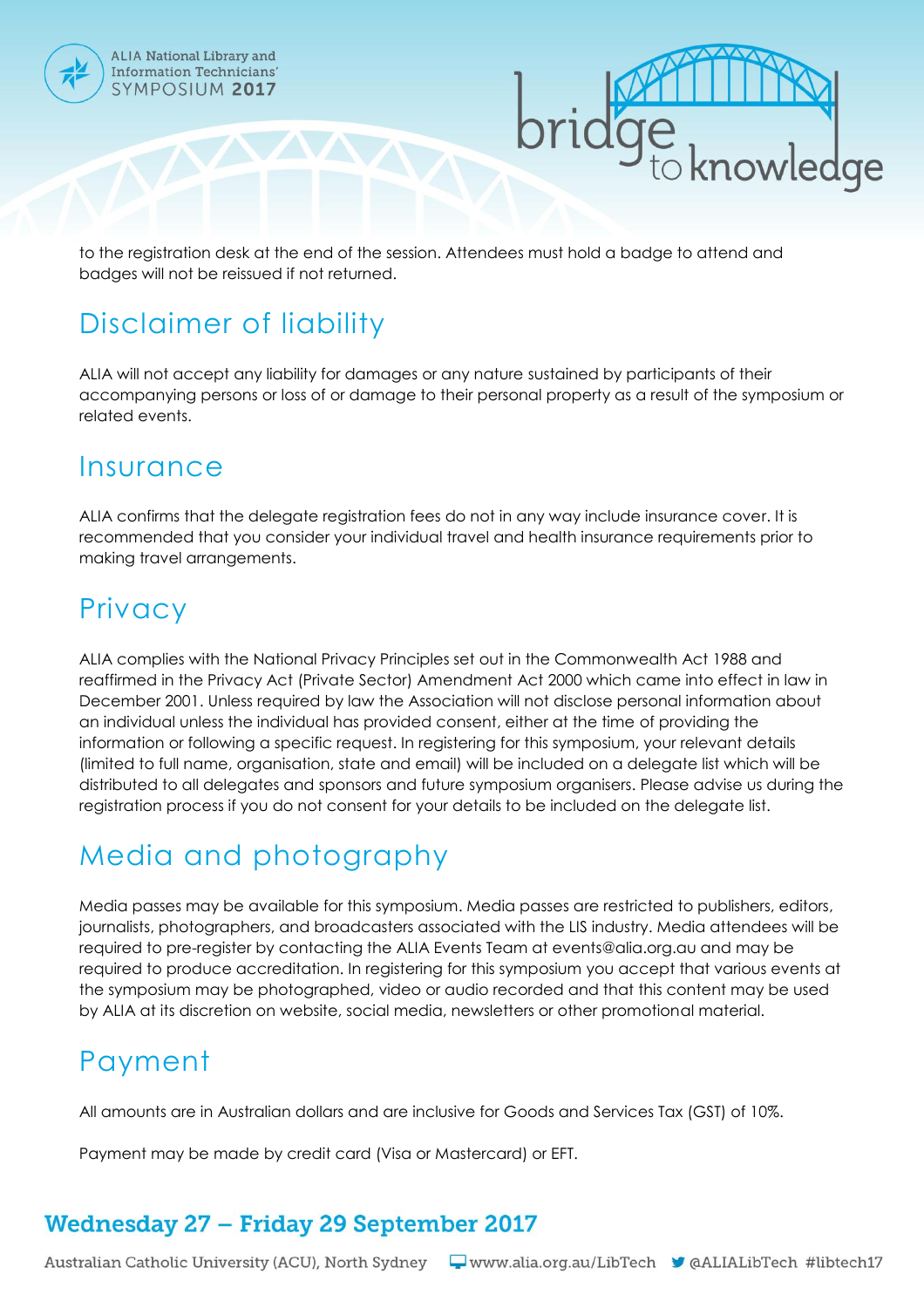to the registration desk at the end of the session. Attendees must hold a badge to attend and badges will not be reissued if not returned.

## Disclaimer of liability

ALIA will not accept any liability for damages or any nature sustained by participants of their accompanying persons or loss of or damage to their personal property as a result of the symposium or related events.

## Insurance

ALIA confirms that the delegate registration fees do not in any way include insurance cover. It is recommended that you consider your individual travel and health insurance requirements prior to making travel arrangements.

## Privacy

ALIA complies with the National Privacy Principles set out in the Commonwealth Act 1988 and reaffirmed in the Privacy Act (Private Sector) Amendment Act 2000 which came into effect in law in December 2001. Unless required by law the Association will not disclose personal information about an individual unless the individual has provided consent, either at the time of providing the information or following a specific request. In registering for this symposium, your relevant details (limited to full name, organisation, state and email) will be included on a delegate list which will be distributed to all delegates and sponsors and future symposium organisers. Please advise us during the registration process if you do not consent for your details to be included on the delegate list.

## Media and photography

Media passes may be available for this symposium. Media passes are restricted to publishers, editors, journalists, photographers, and broadcasters associated with the LIS industry. Media attendees will be required to pre-register by contacting the ALIA Events Team at events@alia.org.au and may be required to produce accreditation. In registering for this symposium you accept that various events at the symposium may be photographed, video or audio recorded and that this content may be used by ALIA at its discretion on website, social media, newsletters or other promotional material.

## Payment

All amounts are in Australian dollars and are inclusive for Goods and Services Tax (GST) of 10%.

Payment may be made by credit card (Visa or Mastercard) or EFT.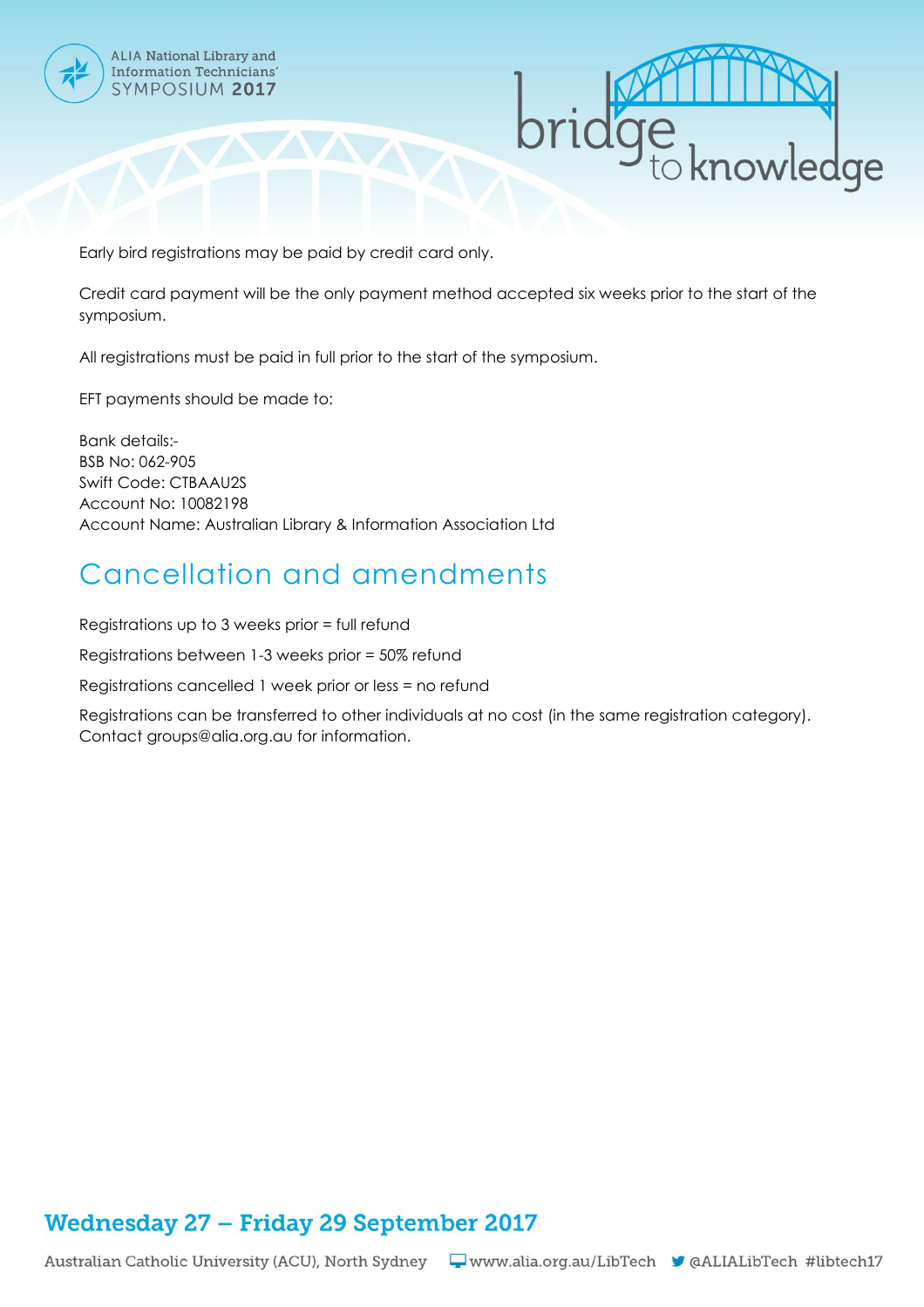Early bird registrations may be paid by credit card only.

Credit card payment will be the only payment method accepted six weeks prior to the start of the symposium.

All registrations must be paid in full prior to the start of the symposium.

EFT payments should be made to:

Bank details:-
BSB No: 062-905
Swift Code: CTBAAU2S
Account No: 10082198
Account Name: Australian Library & Information Association Ltd

## Cancellation and amendments

Registrations up to 3 weeks prior = full refund

Registrations between 1-3 weeks prior = 50% refund

Registrations cancelled 1 week prior or less = no refund

Registrations can be transferred to other individuals at no cost (in the same registration category). Contact groups@alia.org.au for information.